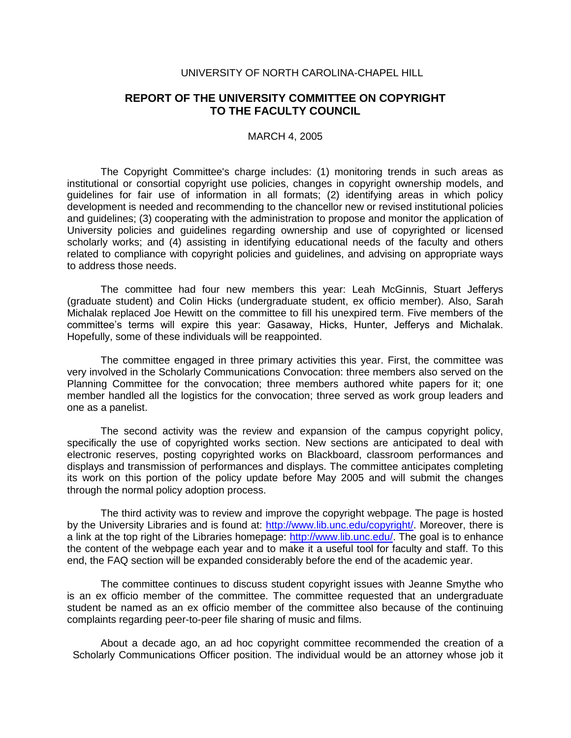UNIVERSITY OF NORTH CAROLINA-CHAPEL HILL

# REPORT OF THE UNIVERSITY COMMITTEE ON COPYRIGHT TO THE FACULTY COUNCIL

MARCH 4, 2005

The Copyright Committee's charge includes: (1) monitoring trends in such areas as institutional or consortial copyright use policies, changes in copyright ownership models, and guidelines for fair use of information in all formats; (2) identifying areas in which policy development is needed and recommending to the chancellor new or revised institutional policies and guidelines; (3) cooperating with the administration to propose and monitor the application of University policies and guidelines regarding ownership and use of copyrighted or licensed scholarly works; and (4) assisting in identifying educational needs of the faculty and others related to compliance with copyright policies and guidelines, and advising on appropriate ways to address those needs.

The committee had four new members this year: Leah McGinnis, Stuart Jefferys (graduate student) and Colin Hicks (undergraduate student, ex officio member). Also, Sarah Michalak replaced Joe Hewitt on the committee to fill his unexpired term. Five members of the committee's terms will expire this year: Gasaway, Hicks, Hunter, Jefferys and Michalak. Hopefully, some of these individuals will be reappointed.

The committee engaged in three primary activities this year. First, the committee was very involved in the Scholarly Communications Convocation: three members also served on the Planning Committee for the convocation; three members authored white papers for it; one member handled all the logistics for the convocation; three served as work group leaders and one as a panelist.

The second activity was the review and expansion of the campus copyright policy, specifically the use of copyrighted works section. New sections are anticipated to deal with electronic reserves, posting copyrighted works on Blackboard, classroom performances and displays and transmission of performances and displays. The committee anticipates completing its work on this portion of the policy update before May 2005 and will submit the changes through the normal policy adoption process.

The third activity was to review and improve the copyright webpage. The page is hosted by the University Libraries and is found at: http://www.lib.unc.edu/copyright/. Moreover, there is a link at the top right of the Libraries homepage: http://www.lib.unc.edu/. The goal is to enhance the content of the webpage each year and to make it a useful tool for faculty and staff. To this end, the FAQ section will be expanded considerably before the end of the academic year.

The committee continues to discuss student copyright issues with Jeanne Smythe who is an ex officio member of the committee. The committee requested that an undergraduate student be named as an ex officio member of the committee also because of the continuing complaints regarding peer-to-peer file sharing of music and films.

About a decade ago, an ad hoc copyright committee recommended the creation of a Scholarly Communications Officer position. The individual would be an attorney whose job it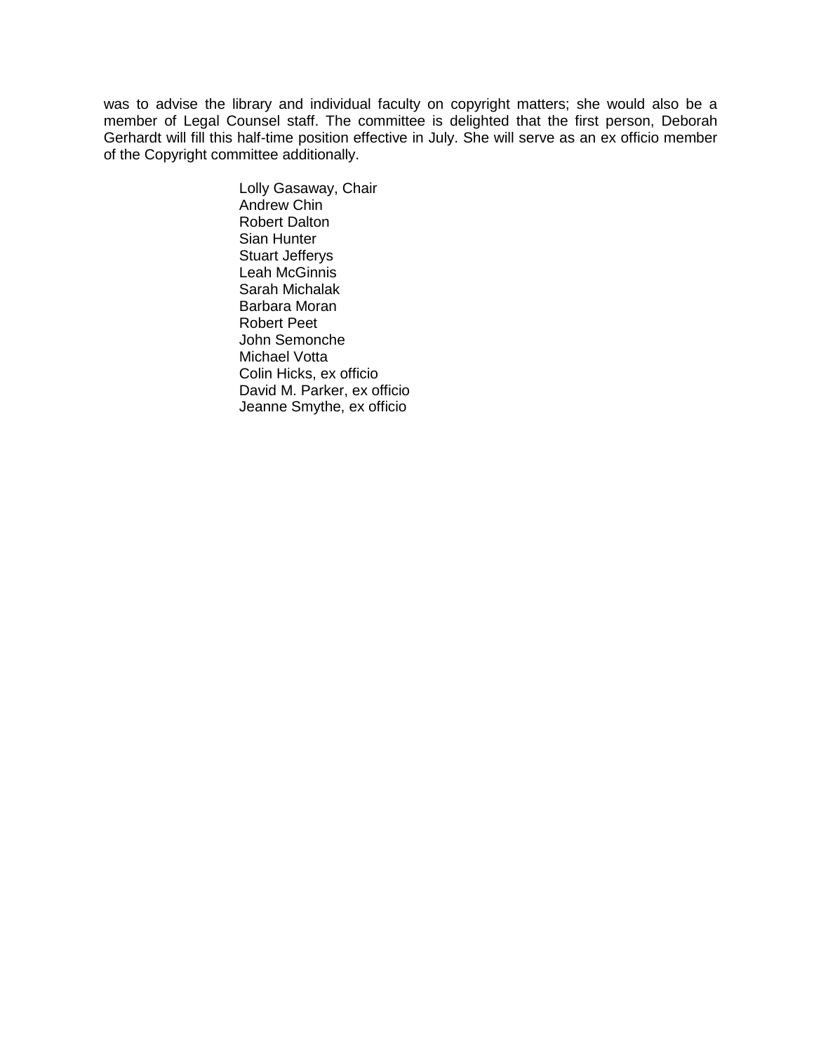was to advise the library and individual faculty on copyright matters; she would also be a member of Legal Counsel staff. The committee is delighted that the first person, Deborah Gerhardt will fill this half-time position effective in July. She will serve as an ex officio member of the Copyright committee additionally.

Lolly Gasaway, Chair
Andrew Chin
Robert Dalton
Sian Hunter
Stuart Jefferys
Leah McGinnis
Sarah Michalak
Barbara Moran
Robert Peet
John Semonche
Michael Votta
Colin Hicks, ex officio
David M. Parker, ex officio
Jeanne Smythe, ex officio